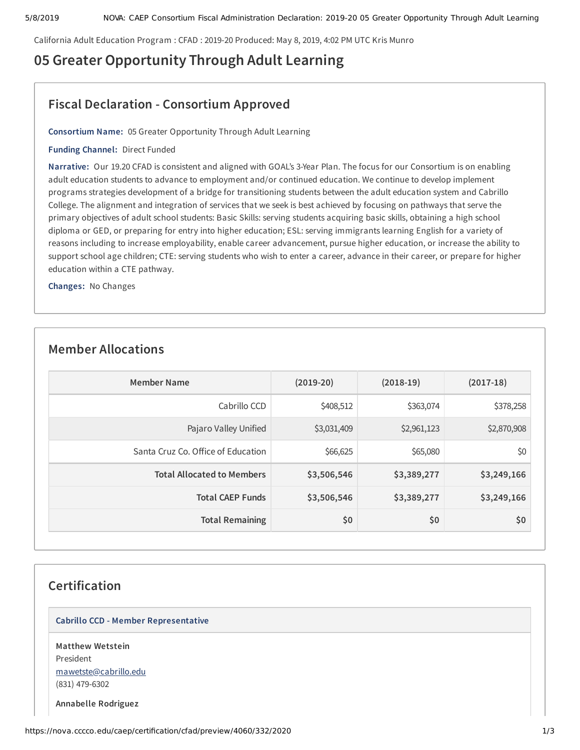California Adult Education Program : CFAD : 2019-20 Produced: May 8, 2019, 4:02 PM UTC Kris Munro

# 05 Greater Opportunity Through Adult Learning

## Fiscal Declaration - Consortium Approved

**Consortium Name:** 05 Greater Opportunity Through Adult Learning

**Funding Channel:** Direct Funded

**Narrative:** Our 19.20 CFAD is consistent and aligned with GOAL's 3-Year Plan. The focus for our Consortium is on enabling adult education students to advance to employment and/or continued education. We continue to develop implement programs strategies development of a bridge for transitioning students between the adult education system and Cabrillo College. The alignment and integration of services that we seek is best achieved by focusing on pathways that serve the primary objectives of adult school students: Basic Skills: serving students acquiring basic skills, obtaining a high school diploma or GED, or preparing for entry into higher education; ESL: serving immigrants learning English for a variety of reasons including to increase employability, enable career advancement, pursue higher education, or increase the ability to support school age children; CTE: serving students who wish to enter a career, advance in their career, or prepare for higher education within a CTE pathway.

**Changes:** No Changes

## Member Allocations

| Member Name | (2019-20) | (2018-19) | (2017-18) |
| --- | --- | --- | --- |
| Cabrillo CCD | $408,512 | $363,074 | $378,258 |
| Pajaro Valley Unified | $3,031,409 | $2,961,123 | $2,870,908 |
| Santa Cruz Co. Office of Education | $66,625 | $65,080 | $0 |
| **Total Allocated to Members** | **$3,506,546** | **$3,389,277** | **$3,249,166** |
| **Total CAEP Funds** | **$3,506,546** | **$3,389,277** | **$3,249,166** |
| **Total Remaining** | **$0** | **$0** | **$0** |

## Certification

### Cabrillo CCD - Member Representative

**Matthew Wetstein**
President
mawetste@cabrillo.edu
(831) 479-6302

**Annabelle Rodriguez**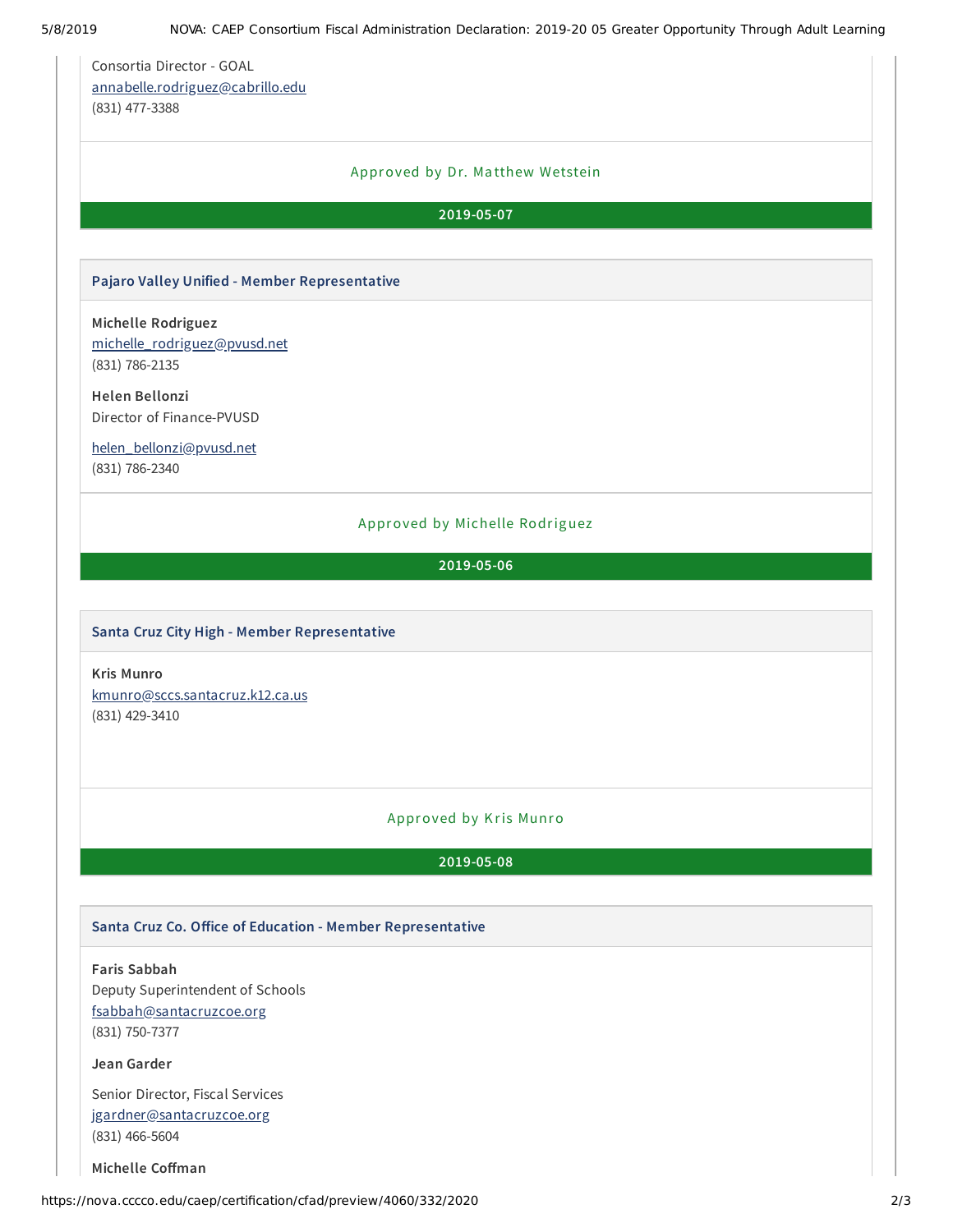Consortia Director - GOAL
annabelle.rodriguez@cabrillo.edu
(831) 477-3388

Approved by Dr. Matthew Wetstein

**2019-05-07**

### Pajaro Valley Unified - Member Representative

**Michelle Rodriguez**
michelle_rodriguez@pvusd.net
(831) 786-2135

**Helen Bellonzi**
Director of Finance-PVUSD

helen_bellonzi@pvusd.net
(831) 786-2340

Approved by Michelle Rodriguez

**2019-05-06**

### Santa Cruz City High - Member Representative

**Kris Munro**
kmunro@sccs.santacruz.k12.ca.us
(831) 429-3410

Approved by Kris Munro

**2019-05-08**

### Santa Cruz Co. Office of Education - Member Representative

**Faris Sabbah**
Deputy Superintendent of Schools
fsabbah@santacruzcoe.org
(831) 750-7377

**Jean Garder**

Senior Director, Fiscal Services
jgardner@santacruzcoe.org
(831) 466-5604

**Michelle Coffman**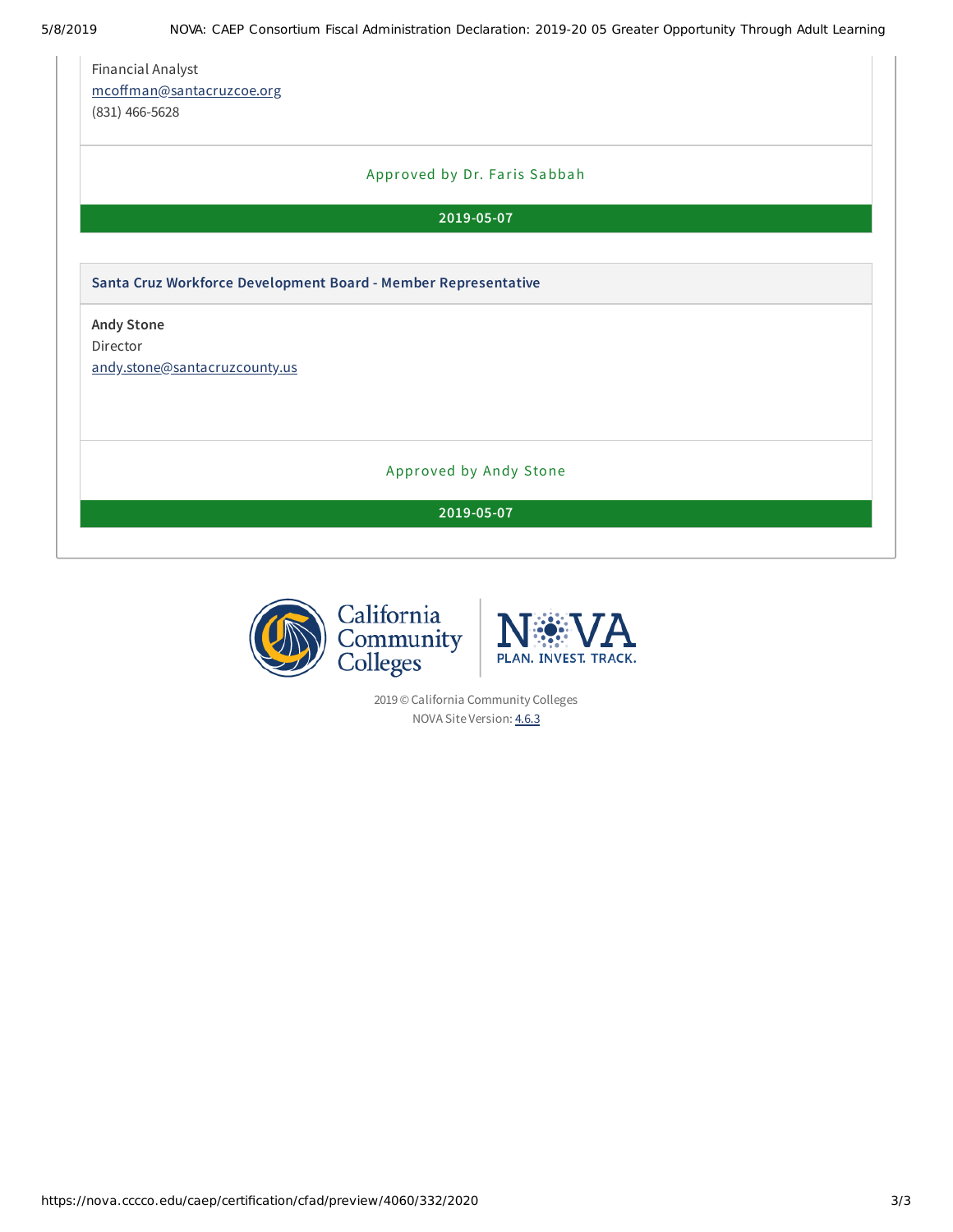Financial Analyst
mcoffman@santacruzcoe.org
(831) 466-5628

Approved by Dr. Faris Sabbah

**2019-05-07**

**Santa Cruz Workforce Development Board - Member Representative**

**Andy Stone**
Director
andy.stone@santacruzcounty.us

Approved by Andy Stone

**2019-05-07**

California Community Colleges

NOVA PLAN. INVEST. TRACK.

2019 © California Community Colleges
NOVA Site Version: 4.6.3